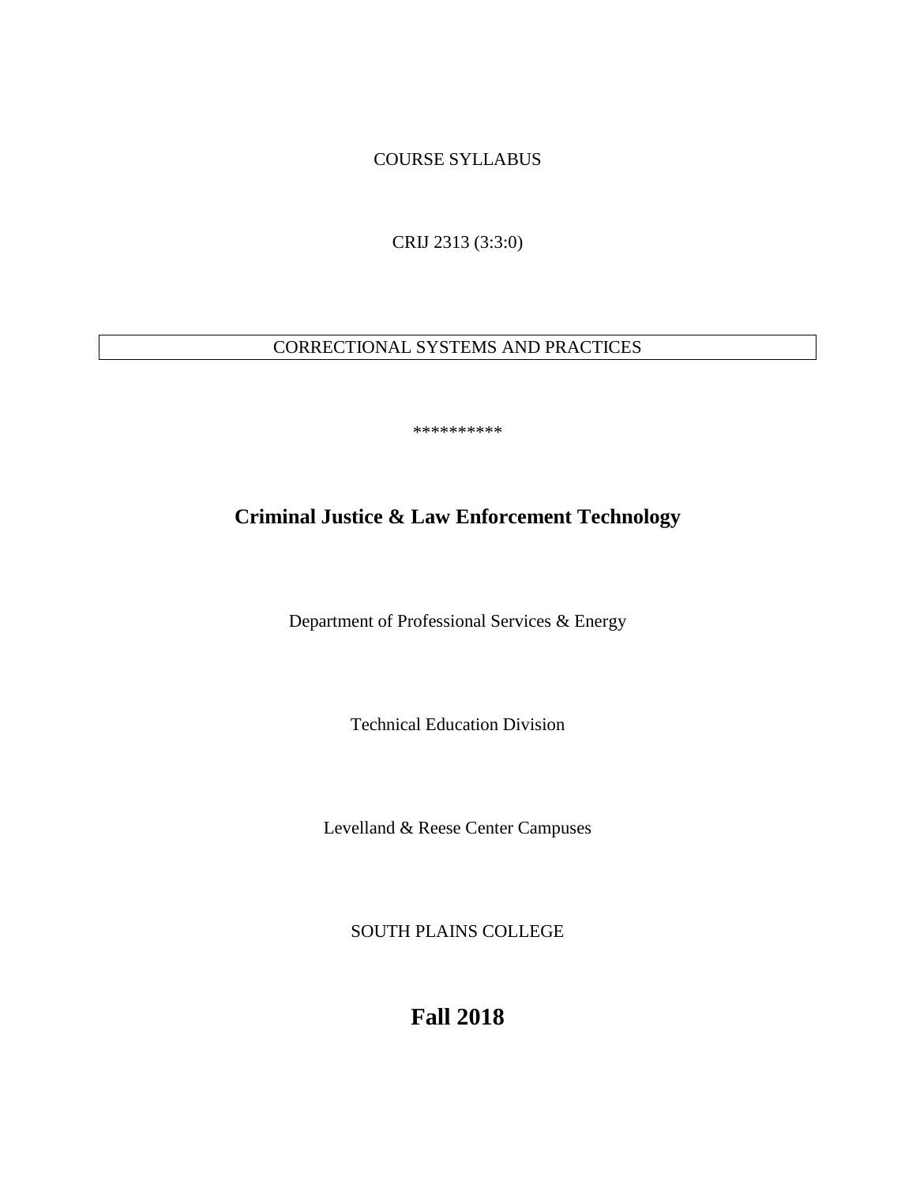COURSE SYLLABUS

CRIJ 2313 (3:3:0)

CORRECTIONAL SYSTEMS AND PRACTICES

**********

## Criminal Justice & Law Enforcement Technology

Department of Professional Services & Energy

Technical Education Division

Levelland & Reese Center Campuses

SOUTH PLAINS COLLEGE

# Fall 2018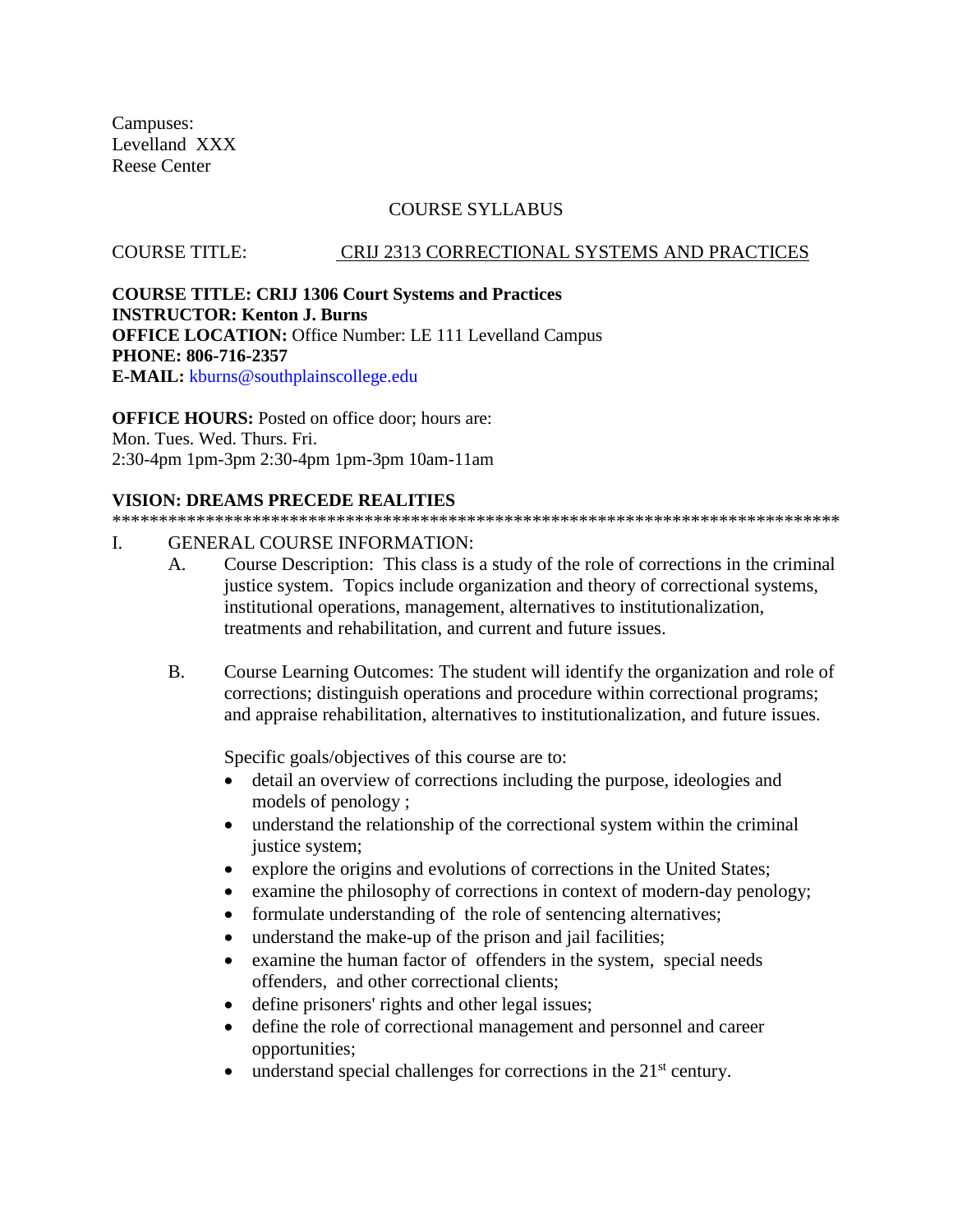Campuses:
Levelland XXX
Reese Center

COURSE SYLLABUS

COURSE TITLE: CRIJ 2313 CORRECTIONAL SYSTEMS AND PRACTICES

**COURSE TITLE: CRIJ 1306 Court Systems and Practices**
**INSTRUCTOR: Kenton J. Burns**
**OFFICE LOCATION:** Office Number: LE 111 Levelland Campus
**PHONE: 806-716-2357**
**E-MAIL:** kburns@southplainscollege.edu

**OFFICE HOURS:** Posted on office door; hours are:
Mon. Tues. Wed. Thurs. Fri.
2:30-4pm 1pm-3pm 2:30-4pm 1pm-3pm 10am-11am

**VISION: DREAMS PRECEDE REALITIES**

********************************************************************************

I. GENERAL COURSE INFORMATION:

A. Course Description: This class is a study of the role of corrections in the criminal justice system. Topics include organization and theory of correctional systems, institutional operations, management, alternatives to institutionalization, treatments and rehabilitation, and current and future issues.

B. Course Learning Outcomes: The student will identify the organization and role of corrections; distinguish operations and procedure within correctional programs; and appraise rehabilitation, alternatives to institutionalization, and future issues.

Specific goals/objectives of this course are to:

- detail an overview of corrections including the purpose, ideologies and models of penology ;
- understand the relationship of the correctional system within the criminal justice system;
- explore the origins and evolutions of corrections in the United States;
- examine the philosophy of corrections in context of modern-day penology;
- formulate understanding of the role of sentencing alternatives;
- understand the make-up of the prison and jail facilities;
- examine the human factor of offenders in the system, special needs offenders, and other correctional clients;
- define prisoners' rights and other legal issues;
- define the role of correctional management and personnel and career opportunities;
- understand special challenges for corrections in the 21st century.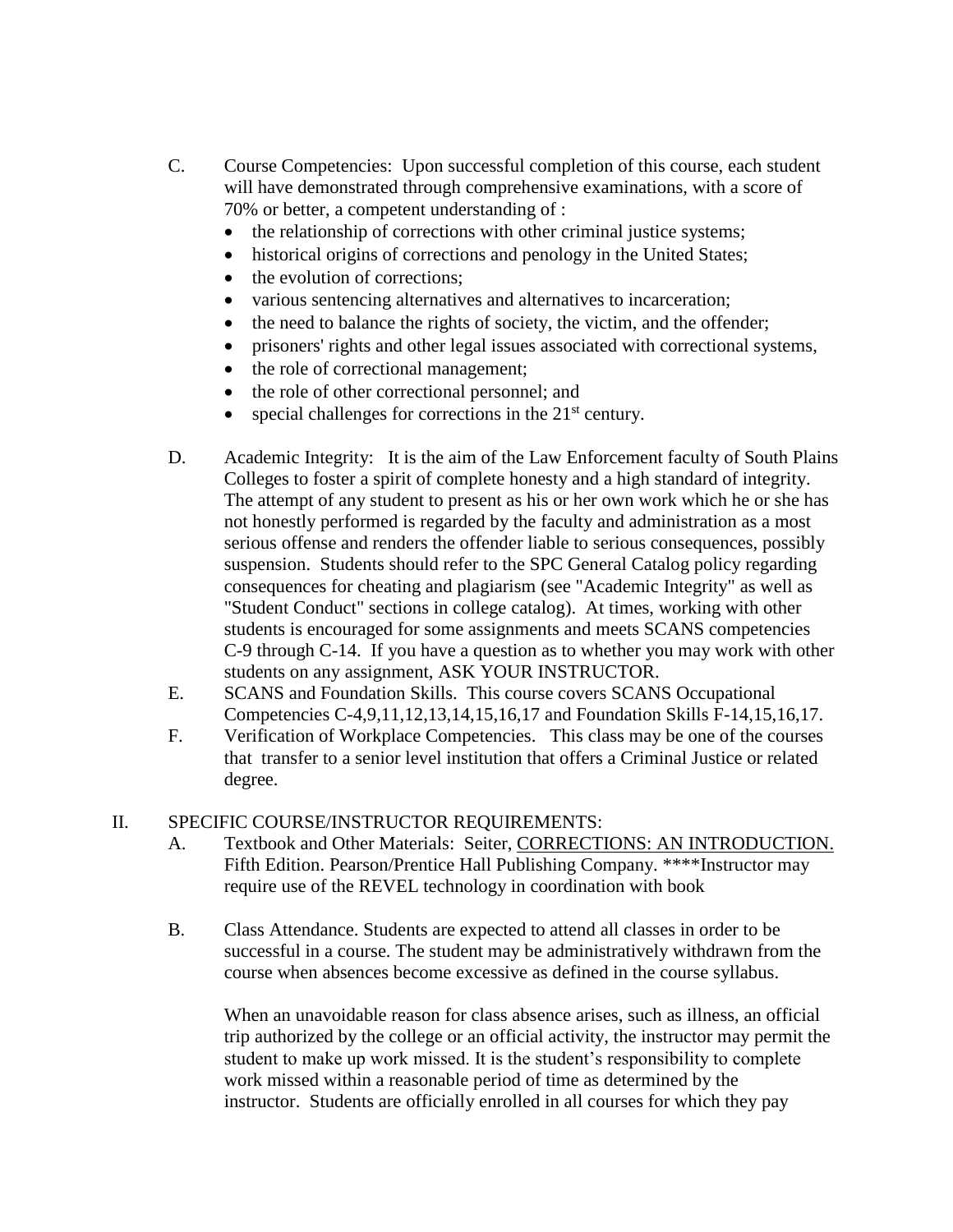C. Course Competencies: Upon successful completion of this course, each student will have demonstrated through comprehensive examinations, with a score of 70% or better, a competent understanding of :

- the relationship of corrections with other criminal justice systems;
- historical origins of corrections and penology in the United States;
- the evolution of corrections;
- various sentencing alternatives and alternatives to incarceration;
- the need to balance the rights of society, the victim, and the offender;
- prisoners' rights and other legal issues associated with correctional systems,
- the role of correctional management;
- the role of other correctional personnel; and
- special challenges for corrections in the 21st century.

D. Academic Integrity: It is the aim of the Law Enforcement faculty of South Plains Colleges to foster a spirit of complete honesty and a high standard of integrity. The attempt of any student to present as his or her own work which he or she has not honestly performed is regarded by the faculty and administration as a most serious offense and renders the offender liable to serious consequences, possibly suspension. Students should refer to the SPC General Catalog policy regarding consequences for cheating and plagiarism (see "Academic Integrity" as well as "Student Conduct" sections in college catalog). At times, working with other students is encouraged for some assignments and meets SCANS competencies C-9 through C-14. If you have a question as to whether you may work with other students on any assignment, ASK YOUR INSTRUCTOR.

E. SCANS and Foundation Skills. This course covers SCANS Occupational Competencies C-4,9,11,12,13,14,15,16,17 and Foundation Skills F-14,15,16,17.

F. Verification of Workplace Competencies. This class may be one of the courses that transfer to a senior level institution that offers a Criminal Justice or related degree.

## II. SPECIFIC COURSE/INSTRUCTOR REQUIREMENTS:

A. Textbook and Other Materials: Seiter, CORRECTIONS: AN INTRODUCTION. Fifth Edition. Pearson/Prentice Hall Publishing Company. ****Instructor may require use of the REVEL technology in coordination with book

B. Class Attendance. Students are expected to attend all classes in order to be successful in a course. The student may be administratively withdrawn from the course when absences become excessive as defined in the course syllabus.

When an unavoidable reason for class absence arises, such as illness, an official trip authorized by the college or an official activity, the instructor may permit the student to make up work missed. It is the student's responsibility to complete work missed within a reasonable period of time as determined by the instructor. Students are officially enrolled in all courses for which they pay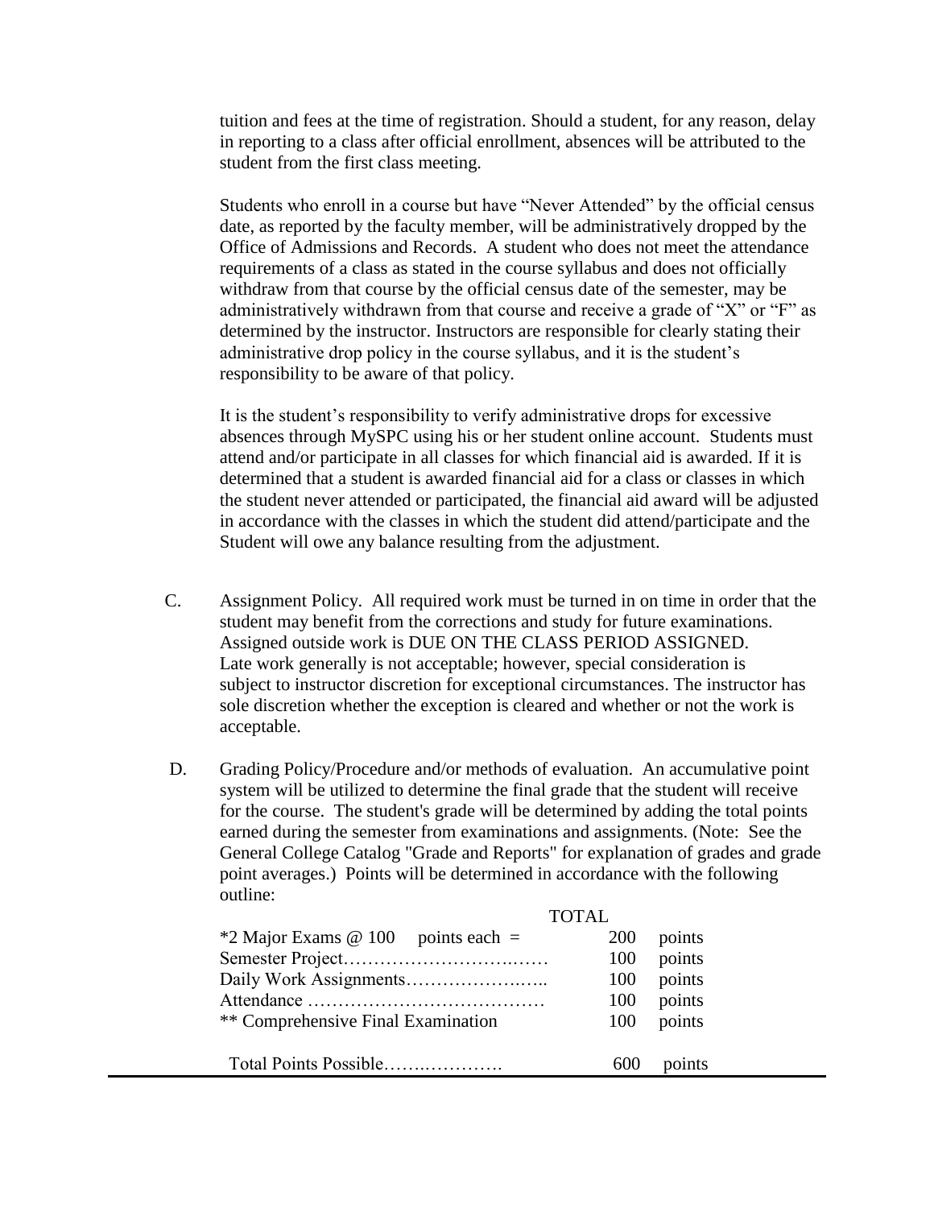tuition and fees at the time of registration. Should a student, for any reason, delay in reporting to a class after official enrollment, absences will be attributed to the student from the first class meeting.

Students who enroll in a course but have "Never Attended" by the official census date, as reported by the faculty member, will be administratively dropped by the Office of Admissions and Records. A student who does not meet the attendance requirements of a class as stated in the course syllabus and does not officially withdraw from that course by the official census date of the semester, may be administratively withdrawn from that course and receive a grade of "X" or "F" as determined by the instructor. Instructors are responsible for clearly stating their administrative drop policy in the course syllabus, and it is the student's responsibility to be aware of that policy.

It is the student's responsibility to verify administrative drops for excessive absences through MySPC using his or her student online account. Students must attend and/or participate in all classes for which financial aid is awarded. If it is determined that a student is awarded financial aid for a class or classes in which the student never attended or participated, the financial aid award will be adjusted in accordance with the classes in which the student did attend/participate and the Student will owe any balance resulting from the adjustment.

C. Assignment Policy. All required work must be turned in on time in order that the student may benefit from the corrections and study for future examinations. Assigned outside work is DUE ON THE CLASS PERIOD ASSIGNED. Late work generally is not acceptable; however, special consideration is subject to instructor discretion for exceptional circumstances. The instructor has sole discretion whether the exception is cleared and whether or not the work is acceptable.

D. Grading Policy/Procedure and/or methods of evaluation. An accumulative point system will be utilized to determine the final grade that the student will receive for the course. The student's grade will be determined by adding the total points earned during the semester from examinations and assignments. (Note: See the General College Catalog "Grade and Reports" for explanation of grades and grade point averages.) Points will be determined in accordance with the following outline:

| | TOTAL |
|---|---|
| *2 Major Exams @ 100 points each = | 200 points |
| Semester Project…………………………..…… | 100 points |
| Daily Work Assignments…………………..….. | 100 points |
| Attendance ………………………………… | 100 points |
| ** Comprehensive Final Examination | 100 points |
| Total Points Possible…….…………. | 600 points |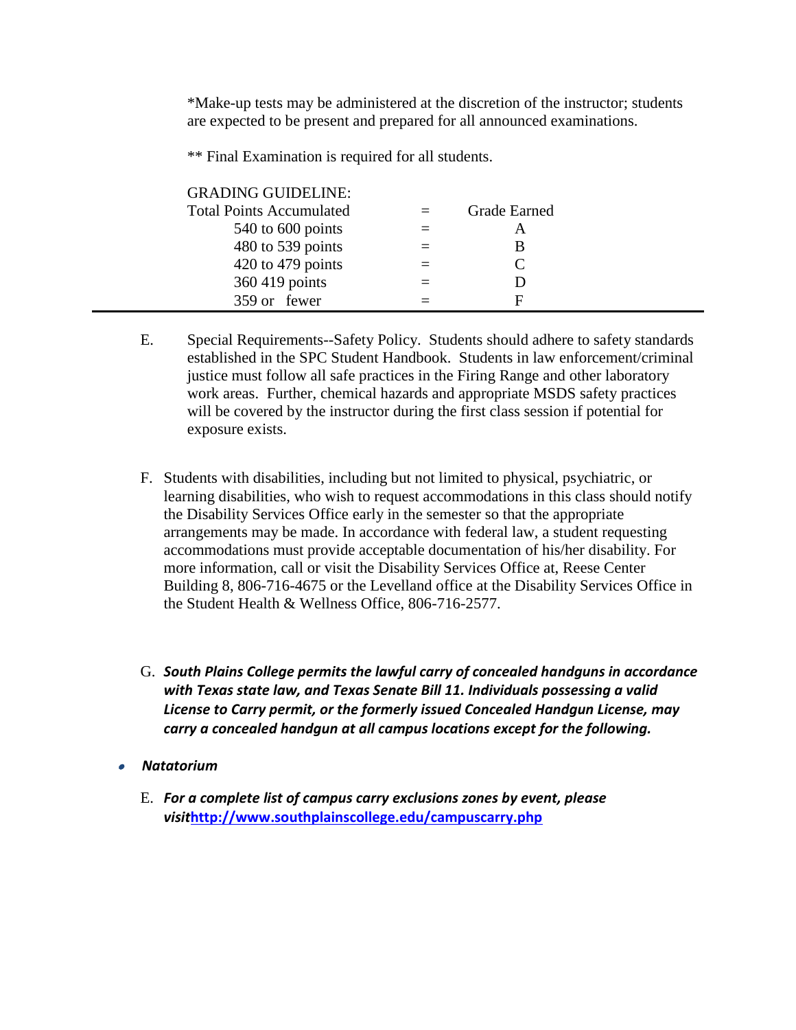*Make-up tests may be administered at the discretion of the instructor; students are expected to be present and prepared for all announced examinations.

** Final Examination is required for all students.

GRADING GUIDELINE:

| Total Points Accumulated | = | Grade Earned |
|---|---|---|
| 540 to 600 points | = | A |
| 480 to 539 points | = | B |
| 420 to 479 points | = | C |
| 360 419 points | = | D |
| 359 or fewer | = | F |

---

E. Special Requirements--Safety Policy. Students should adhere to safety standards established in the SPC Student Handbook. Students in law enforcement/criminal justice must follow all safe practices in the Firing Range and other laboratory work areas. Further, chemical hazards and appropriate MSDS safety practices will be covered by the instructor during the first class session if potential for exposure exists.

F. Students with disabilities, including but not limited to physical, psychiatric, or learning disabilities, who wish to request accommodations in this class should notify the Disability Services Office early in the semester so that the appropriate arrangements may be made. In accordance with federal law, a student requesting accommodations must provide acceptable documentation of his/her disability. For more information, call or visit the Disability Services Office at, Reese Center Building 8, 806-716-4675 or the Levelland office at the Disability Services Office in the Student Health & Wellness Office, 806-716-2577.

G. ***South Plains College permits the lawful carry of concealed handguns in accordance with Texas state law, and Texas Senate Bill 11. Individuals possessing a valid License to Carry permit, or the formerly issued Concealed Handgun License, may carry a concealed handgun at all campus locations except for the following.***

- ***Natatorium***

E. ***For a complete list of campus carry exclusions zones by event, please visit*** [**http://www.southplainscollege.edu/campuscarry.php**](http://www.southplainscollege.edu/campuscarry.php)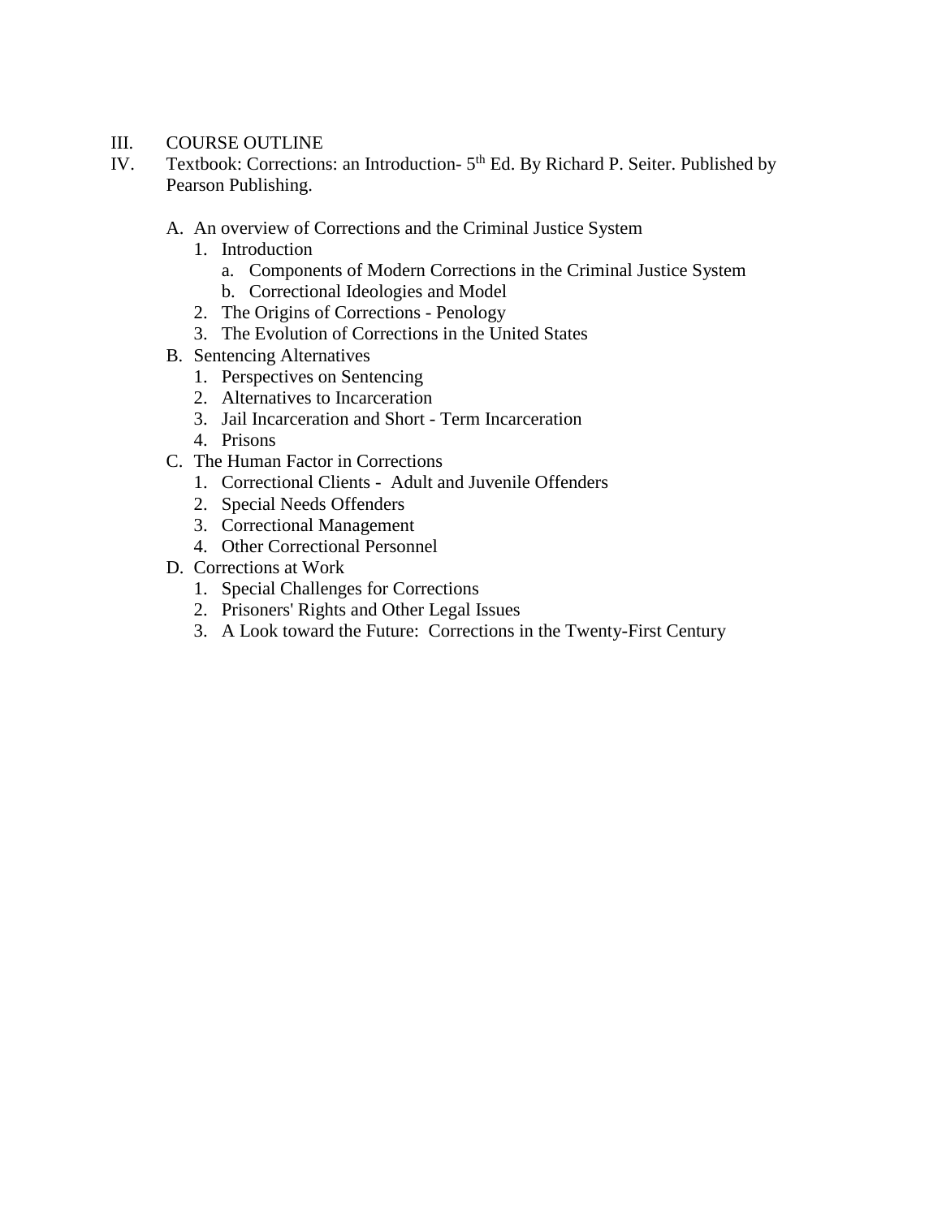III. COURSE OUTLINE

IV. Textbook: Corrections: an Introduction- 5th Ed. By Richard P. Seiter. Published by Pearson Publishing.

A. An overview of Corrections and the Criminal Justice System
   1. Introduction
      a. Components of Modern Corrections in the Criminal Justice System
      b. Correctional Ideologies and Model
   2. The Origins of Corrections - Penology
   3. The Evolution of Corrections in the United States

B. Sentencing Alternatives
   1. Perspectives on Sentencing
   2. Alternatives to Incarceration
   3. Jail Incarceration and Short - Term Incarceration
   4. Prisons

C. The Human Factor in Corrections
   1. Correctional Clients - Adult and Juvenile Offenders
   2. Special Needs Offenders
   3. Correctional Management
   4. Other Correctional Personnel

D. Corrections at Work
   1. Special Challenges for Corrections
   2. Prisoners' Rights and Other Legal Issues
   3. A Look toward the Future: Corrections in the Twenty-First Century